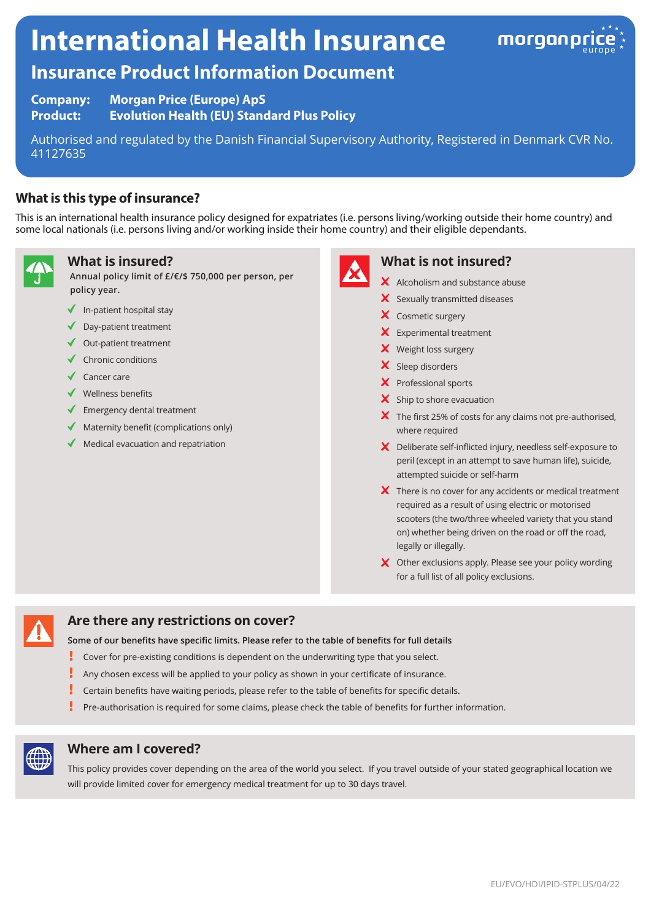# International Health Insurance

## Insurance Product Information Document

**Company:** **Morgan Price (Europe) ApS**
**Product:** **Evolution Health (EU) Standard Plus Policy**

Authorised and regulated by the Danish Financial Supervisory Authority, Registered in Denmark CVR No. 41127635

### What is this type of insurance?

This is an international health insurance policy designed for expatriates (i.e. persons living/working outside their home country) and some local nationals (i.e. persons living and/or working inside their home country) and their eligible dependants.

### What is insured?

**Annual policy limit of £/€/$ 750,000 per person, per policy year.**

- ✓ In-patient hospital stay
- ✓ Day-patient treatment
- ✓ Out-patient treatment
- ✓ Chronic conditions
- ✓ Cancer care
- ✓ Wellness benefits
- ✓ Emergency dental treatment
- ✓ Maternity benefit (complications only)
- ✓ Medical evacuation and repatriation

### What is not insured?

- ✗ Alcoholism and substance abuse
- ✗ Sexually transmitted diseases
- ✗ Cosmetic surgery
- ✗ Experimental treatment
- ✗ Weight loss surgery
- ✗ Sleep disorders
- ✗ Professional sports
- ✗ Ship to shore evacuation
- ✗ The first 25% of costs for any claims not pre-authorised, where required
- ✗ Deliberate self-inflicted injury, needless self-exposure to peril (except in an attempt to save human life), suicide, attempted suicide or self-harm
- ✗ There is no cover for any accidents or medical treatment required as a result of using electric or motorised scooters (the two/three wheeled variety that you stand on) whether being driven on the road or off the road, legally or illegally.
- ✗ Other exclusions apply. Please see your policy wording for a full list of all policy exclusions.

### Are there any restrictions on cover?

**Some of our benefits have specific limits. Please refer to the table of benefits for full details**

- ! Cover for pre-existing conditions is dependent on the underwriting type that you select.
- ! Any chosen excess will be applied to your policy as shown in your certificate of insurance.
- ! Certain benefits have waiting periods, please refer to the table of benefits for specific details.
- ! Pre-authorisation is required for some claims, please check the table of benefits for further information.

### Where am I covered?

This policy provides cover depending on the area of the world you select. If you travel outside of your stated geographical location we will provide limited cover for emergency medical treatment for up to 30 days travel.

EU/EVO/HDI/IPID-STPLUS/04/22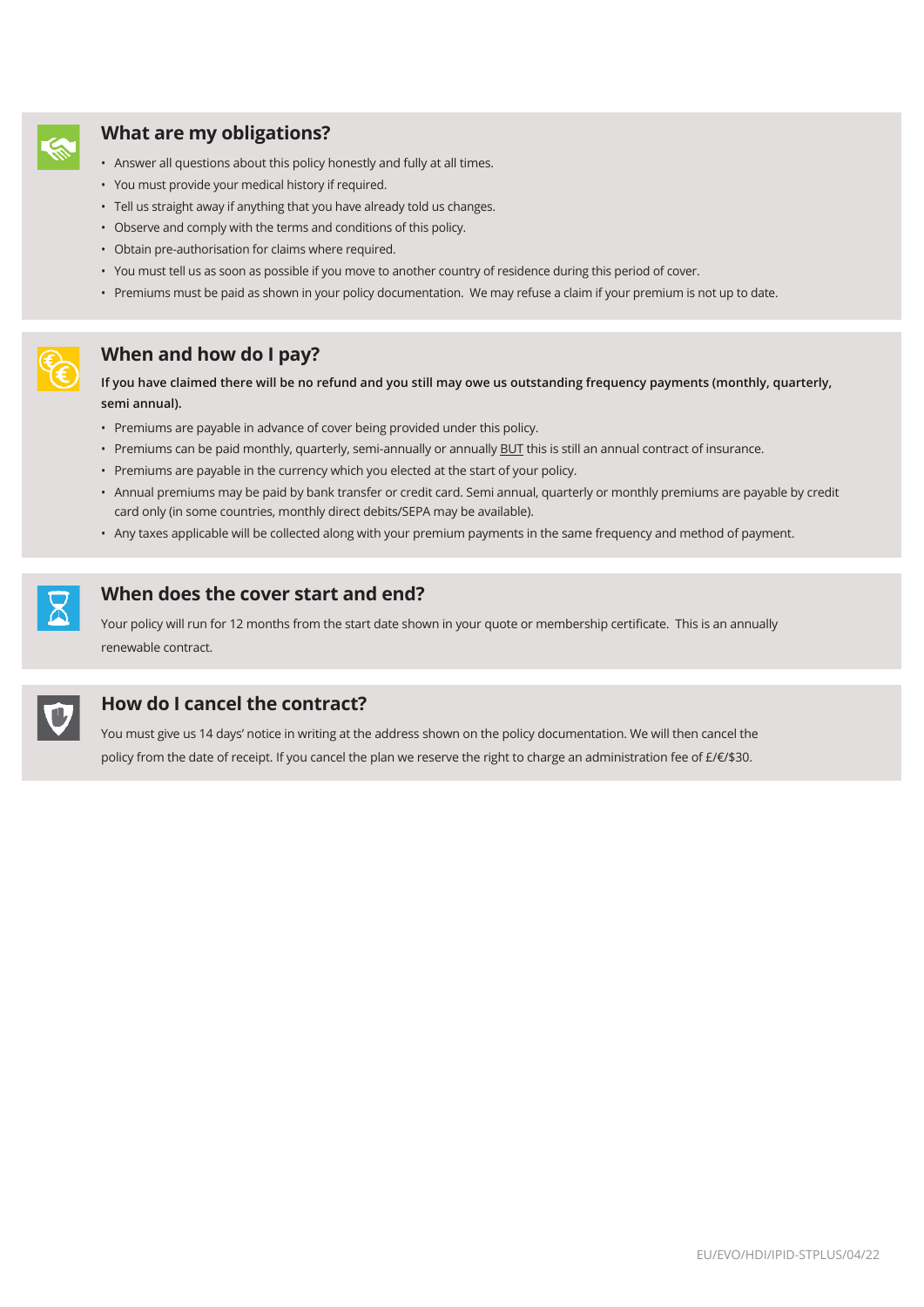## What are my obligations?

- Answer all questions about this policy honestly and fully at all times.
- You must provide your medical history if required.
- Tell us straight away if anything that you have already told us changes.
- Observe and comply with the terms and conditions of this policy.
- Obtain pre-authorisation for claims where required.
- You must tell us as soon as possible if you move to another country of residence during this period of cover.
- Premiums must be paid as shown in your policy documentation. We may refuse a claim if your premium is not up to date.

## When and how do I pay?

**If you have claimed there will be no refund and you still may owe us outstanding frequency payments (monthly, quarterly, semi annual).**

- Premiums are payable in advance of cover being provided under this policy.
- Premiums can be paid monthly, quarterly, semi-annually or annually BUT this is still an annual contract of insurance.
- Premiums are payable in the currency which you elected at the start of your policy.
- Annual premiums may be paid by bank transfer or credit card. Semi annual, quarterly or monthly premiums are payable by credit card only (in some countries, monthly direct debits/SEPA may be available).
- Any taxes applicable will be collected along with your premium payments in the same frequency and method of payment.

## When does the cover start and end?

Your policy will run for 12 months from the start date shown in your quote or membership certificate. This is an annually renewable contract.

## How do I cancel the contract?

You must give us 14 days' notice in writing at the address shown on the policy documentation. We will then cancel the policy from the date of receipt. If you cancel the plan we reserve the right to charge an administration fee of £/€/$30.

EU/EVO/HDI/IPID-STPLUS/04/22